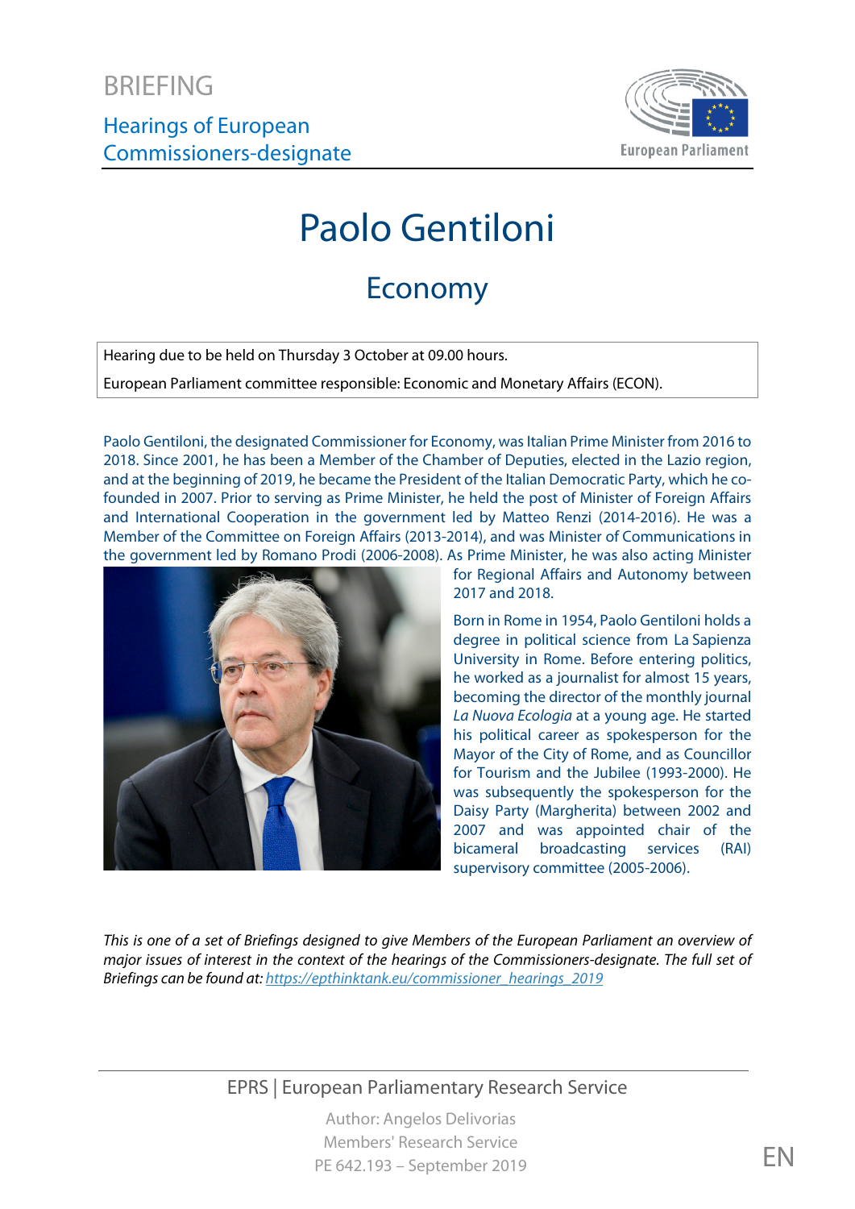BRIEFING

Hearings of European Commissioners-designate

# Paolo Gentiloni

## Economy

Hearing due to be held on Thursday 3 October at 09.00 hours.

European Parliament committee responsible: Economic and Monetary Affairs (ECON).

Paolo Gentiloni, the designated Commissioner for Economy, was Italian Prime Minister from 2016 to 2018. Since 2001, he has been a Member of the Chamber of Deputies, elected in the Lazio region, and at the beginning of 2019, he became the President of the Italian Democratic Party, which he co-founded in 2007. Prior to serving as Prime Minister, he held the post of Minister of Foreign Affairs and International Cooperation in the government led by Matteo Renzi (2014-2016). He was a Member of the Committee on Foreign Affairs (2013-2014), and was Minister of Communications in the government led by Romano Prodi (2006-2008). As Prime Minister, he was also acting Minister for Regional Affairs and Autonomy between 2017 and 2018.

Born in Rome in 1954, Paolo Gentiloni holds a degree in political science from La Sapienza University in Rome. Before entering politics, he worked as a journalist for almost 15 years, becoming the director of the monthly journal *La Nuova Ecologia* at a young age. He started his political career as spokesperson for the Mayor of the City of Rome, and as Councillor for Tourism and the Jubilee (1993-2000). He was subsequently the spokesperson for the Daisy Party (Margherita) between 2002 and 2007 and was appointed chair of the bicameral broadcasting services (RAI) supervisory committee (2005-2006).

*This is one of a set of Briefings designed to give Members of the European Parliament an overview of major issues of interest in the context of the hearings of the Commissioners-designate. The full set of Briefings can be found at: [https://epthinktank.eu/commissioner_hearings_2019](https://epthinktank.eu/commissioner_hearings_2019)*

EPRS | European Parliamentary Research Service

Author: Angelos Delivorias
Members' Research Service
PE 642.193 – September 2019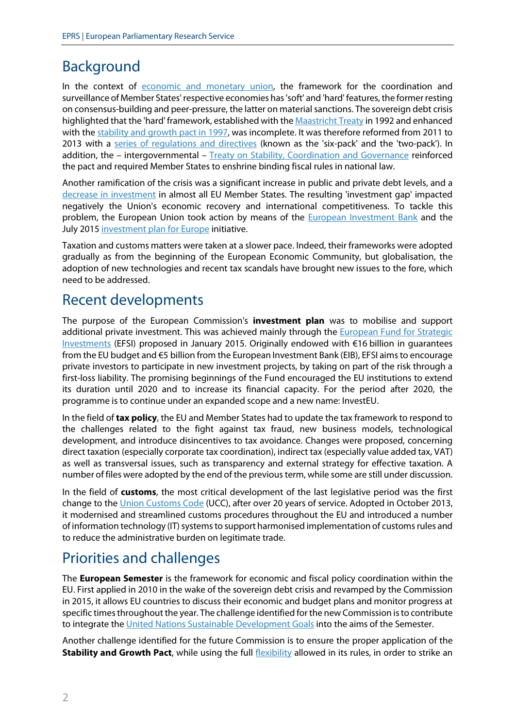## Background

In the context of economic and monetary union, the framework for the coordination and surveillance of Member States' respective economies has 'soft' and 'hard' features, the former resting on consensus-building and peer-pressure, the latter on material sanctions. The sovereign debt crisis highlighted that the 'hard' framework, established with the Maastricht Treaty in 1992 and enhanced with the stability and growth pact in 1997, was incomplete. It was therefore reformed from 2011 to 2013 with a series of regulations and directives (known as the 'six-pack' and the 'two-pack'). In addition, the – intergovernmental – Treaty on Stability, Coordination and Governance reinforced the pact and required Member States to enshrine binding fiscal rules in national law.

Another ramification of the crisis was a significant increase in public and private debt levels, and a decrease in investment in almost all EU Member States. The resulting 'investment gap' impacted negatively the Union's economic recovery and international competitiveness. To tackle this problem, the European Union took action by means of the European Investment Bank and the July 2015 investment plan for Europe initiative.

Taxation and customs matters were taken at a slower pace. Indeed, their frameworks were adopted gradually as from the beginning of the European Economic Community, but globalisation, the adoption of new technologies and recent tax scandals have brought new issues to the fore, which need to be addressed.

## Recent developments

The purpose of the European Commission's **investment plan** was to mobilise and support additional private investment. This was achieved mainly through the European Fund for Strategic Investments (EFSI) proposed in January 2015. Originally endowed with €16 billion in guarantees from the EU budget and €5 billion from the European Investment Bank (EIB), EFSI aims to encourage private investors to participate in new investment projects, by taking on part of the risk through a first-loss liability. The promising beginnings of the Fund encouraged the EU institutions to extend its duration until 2020 and to increase its financial capacity. For the period after 2020, the programme is to continue under an expanded scope and a new name: InvestEU.

In the field of **tax policy**, the EU and Member States had to update the tax framework to respond to the challenges related to the fight against tax fraud, new business models, technological development, and introduce disincentives to tax avoidance. Changes were proposed, concerning direct taxation (especially corporate tax coordination), indirect tax (especially value added tax, VAT) as well as transversal issues, such as transparency and external strategy for effective taxation. A number of files were adopted by the end of the previous term, while some are still under discussion.

In the field of **customs**, the most critical development of the last legislative period was the first change to the Union Customs Code (UCC), after over 20 years of service. Adopted in October 2013, it modernised and streamlined customs procedures throughout the EU and introduced a number of information technology (IT) systems to support harmonised implementation of customs rules and to reduce the administrative burden on legitimate trade.

## Priorities and challenges

The **European Semester** is the framework for economic and fiscal policy coordination within the EU. First applied in 2010 in the wake of the sovereign debt crisis and revamped by the Commission in 2015, it allows EU countries to discuss their economic and budget plans and monitor progress at specific times throughout the year. The challenge identified for the new Commission is to contribute to integrate the United Nations Sustainable Development Goals into the aims of the Semester.

Another challenge identified for the future Commission is to ensure the proper application of the **Stability and Growth Pact**, while using the full flexibility allowed in its rules, in order to strike an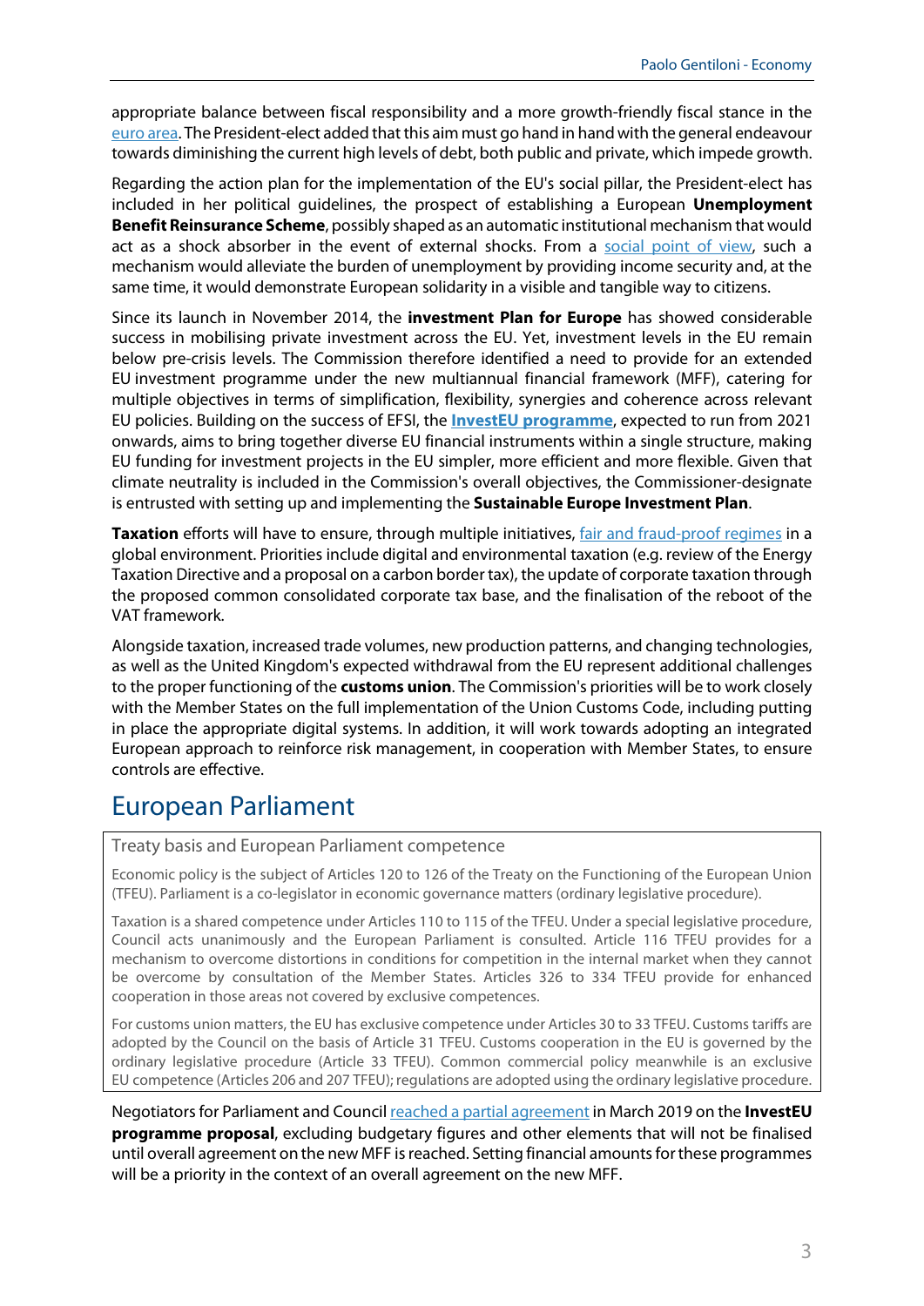appropriate balance between fiscal responsibility and a more growth-friendly fiscal stance in the euro area. The President-elect added that this aim must go hand in hand with the general endeavour towards diminishing the current high levels of debt, both public and private, which impede growth.

Regarding the action plan for the implementation of the EU's social pillar, the President-elect has included in her political guidelines, the prospect of establishing a European **Unemployment Benefit Reinsurance Scheme**, possibly shaped as an automatic institutional mechanism that would act as a shock absorber in the event of external shocks. From a social point of view, such a mechanism would alleviate the burden of unemployment by providing income security and, at the same time, it would demonstrate European solidarity in a visible and tangible way to citizens.

Since its launch in November 2014, the **investment Plan for Europe** has showed considerable success in mobilising private investment across the EU. Yet, investment levels in the EU remain below pre-crisis levels. The Commission therefore identified a need to provide for an extended EU investment programme under the new multiannual financial framework (MFF), catering for multiple objectives in terms of simplification, flexibility, synergies and coherence across relevant EU policies. Building on the success of EFSI, the **InvestEU programme**, expected to run from 2021 onwards, aims to bring together diverse EU financial instruments within a single structure, making EU funding for investment projects in the EU simpler, more efficient and more flexible. Given that climate neutrality is included in the Commission's overall objectives, the Commissioner-designate is entrusted with setting up and implementing the **Sustainable Europe Investment Plan**.

**Taxation** efforts will have to ensure, through multiple initiatives, fair and fraud-proof regimes in a global environment. Priorities include digital and environmental taxation (e.g. review of the Energy Taxation Directive and a proposal on a carbon border tax), the update of corporate taxation through the proposed common consolidated corporate tax base, and the finalisation of the reboot of the VAT framework.

Alongside taxation, increased trade volumes, new production patterns, and changing technologies, as well as the United Kingdom's expected withdrawal from the EU represent additional challenges to the proper functioning of the **customs union**. The Commission's priorities will be to work closely with the Member States on the full implementation of the Union Customs Code, including putting in place the appropriate digital systems. In addition, it will work towards adopting an integrated European approach to reinforce risk management, in cooperation with Member States, to ensure controls are effective.

## European Parliament

### Treaty basis and European Parliament competence

Economic policy is the subject of Articles 120 to 126 of the Treaty on the Functioning of the European Union (TFEU). Parliament is a co-legislator in economic governance matters (ordinary legislative procedure).

Taxation is a shared competence under Articles 110 to 115 of the TFEU. Under a special legislative procedure, Council acts unanimously and the European Parliament is consulted. Article 116 TFEU provides for a mechanism to overcome distortions in conditions for competition in the internal market when they cannot be overcome by consultation of the Member States. Articles 326 to 334 TFEU provide for enhanced cooperation in those areas not covered by exclusive competences.

For customs union matters, the EU has exclusive competence under Articles 30 to 33 TFEU. Customs tariffs are adopted by the Council on the basis of Article 31 TFEU. Customs cooperation in the EU is governed by the ordinary legislative procedure (Article 33 TFEU). Common commercial policy meanwhile is an exclusive EU competence (Articles 206 and 207 TFEU); regulations are adopted using the ordinary legislative procedure.

Negotiators for Parliament and Council reached a partial agreement in March 2019 on the **InvestEU programme proposal**, excluding budgetary figures and other elements that will not be finalised until overall agreement on the new MFF is reached. Setting financial amounts for these programmes will be a priority in the context of an overall agreement on the new MFF.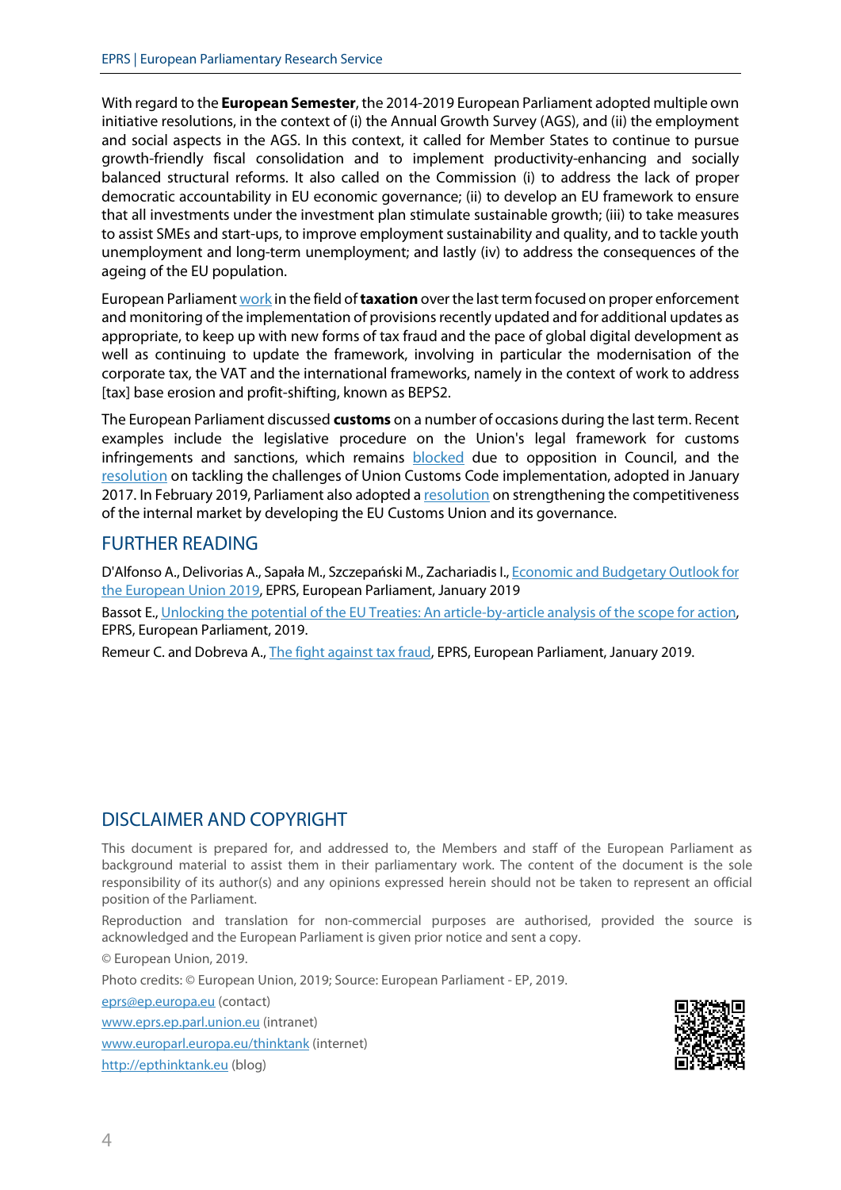With regard to the **European Semester**, the 2014-2019 European Parliament adopted multiple own initiative resolutions, in the context of (i) the Annual Growth Survey (AGS), and (ii) the employment and social aspects in the AGS. In this context, it called for Member States to continue to pursue growth-friendly fiscal consolidation and to implement productivity-enhancing and socially balanced structural reforms. It also called on the Commission (i) to address the lack of proper democratic accountability in EU economic governance; (ii) to develop an EU framework to ensure that all investments under the investment plan stimulate sustainable growth; (iii) to take measures to assist SMEs and start-ups, to improve employment sustainability and quality, and to tackle youth unemployment and long-term unemployment; and lastly (iv) to address the consequences of the ageing of the EU population.

European Parliament work in the field of **taxation** over the last term focused on proper enforcement and monitoring of the implementation of provisions recently updated and for additional updates as appropriate, to keep up with new forms of tax fraud and the pace of global digital development as well as continuing to update the framework, involving in particular the modernisation of the corporate tax, the VAT and the international frameworks, namely in the context of work to address [tax] base erosion and profit-shifting, known as BEPS2.

The European Parliament discussed **customs** on a number of occasions during the last term. Recent examples include the legislative procedure on the Union's legal framework for customs infringements and sanctions, which remains blocked due to opposition in Council, and the resolution on tackling the challenges of Union Customs Code implementation, adopted in January 2017. In February 2019, Parliament also adopted a resolution on strengthening the competitiveness of the internal market by developing the EU Customs Union and its governance.

## FURTHER READING

D'Alfonso A., Delivorias A., Sapała M., Szczepański M., Zachariadis I., Economic and Budgetary Outlook for the European Union 2019, EPRS, European Parliament, January 2019

Bassot E., Unlocking the potential of the EU Treaties: An article-by-article analysis of the scope for action, EPRS, European Parliament, 2019.

Remeur C. and Dobreva A., The fight against tax fraud, EPRS, European Parliament, January 2019.

## DISCLAIMER AND COPYRIGHT

This document is prepared for, and addressed to, the Members and staff of the European Parliament as background material to assist them in their parliamentary work. The content of the document is the sole responsibility of its author(s) and any opinions expressed herein should not be taken to represent an official position of the Parliament.

Reproduction and translation for non-commercial purposes are authorised, provided the source is acknowledged and the European Parliament is given prior notice and sent a copy.

© European Union, 2019.

Photo credits: © European Union, 2019; Source: European Parliament - EP, 2019.

eprs@ep.europa.eu (contact)

www.eprs.ep.parl.union.eu (intranet)

www.europarl.europa.eu/thinktank (internet)

http://epthinktank.eu (blog)